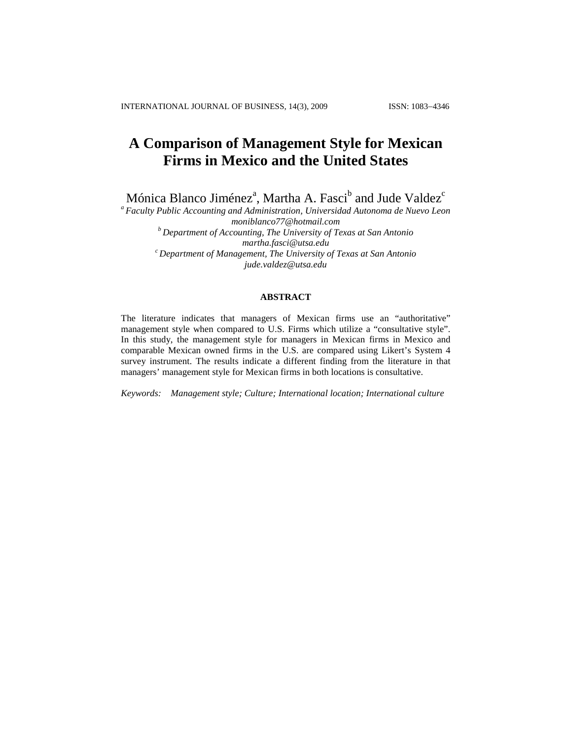# A Comparison of Management Style for Mexican Firms in Mexico and the United States

Mónica Blanco Jiménez[a], Martha A. Fasci[b] and Jude Valdez[c]

[a] *Faculty Public Accounting and Administration, Universidad Autonoma de Nuevo Leon*
*moniblanco77@hotmail.com*

[b] *Department of Accounting, The University of Texas at San Antonio*
*martha.fasci@utsa.edu*

[c] *Department of Management, The University of Texas at San Antonio*
*jude.valdez@utsa.edu*

## ABSTRACT

The literature indicates that managers of Mexican firms use an "authoritative" management style when compared to U.S. Firms which utilize a "consultative style". In this study, the management style for managers in Mexican firms in Mexico and comparable Mexican owned firms in the U.S. are compared using Likert's System 4 survey instrument. The results indicate a different finding from the literature in that managers' management style for Mexican firms in both locations is consultative.

*Keywords:* *Management style; Culture; International location; International culture*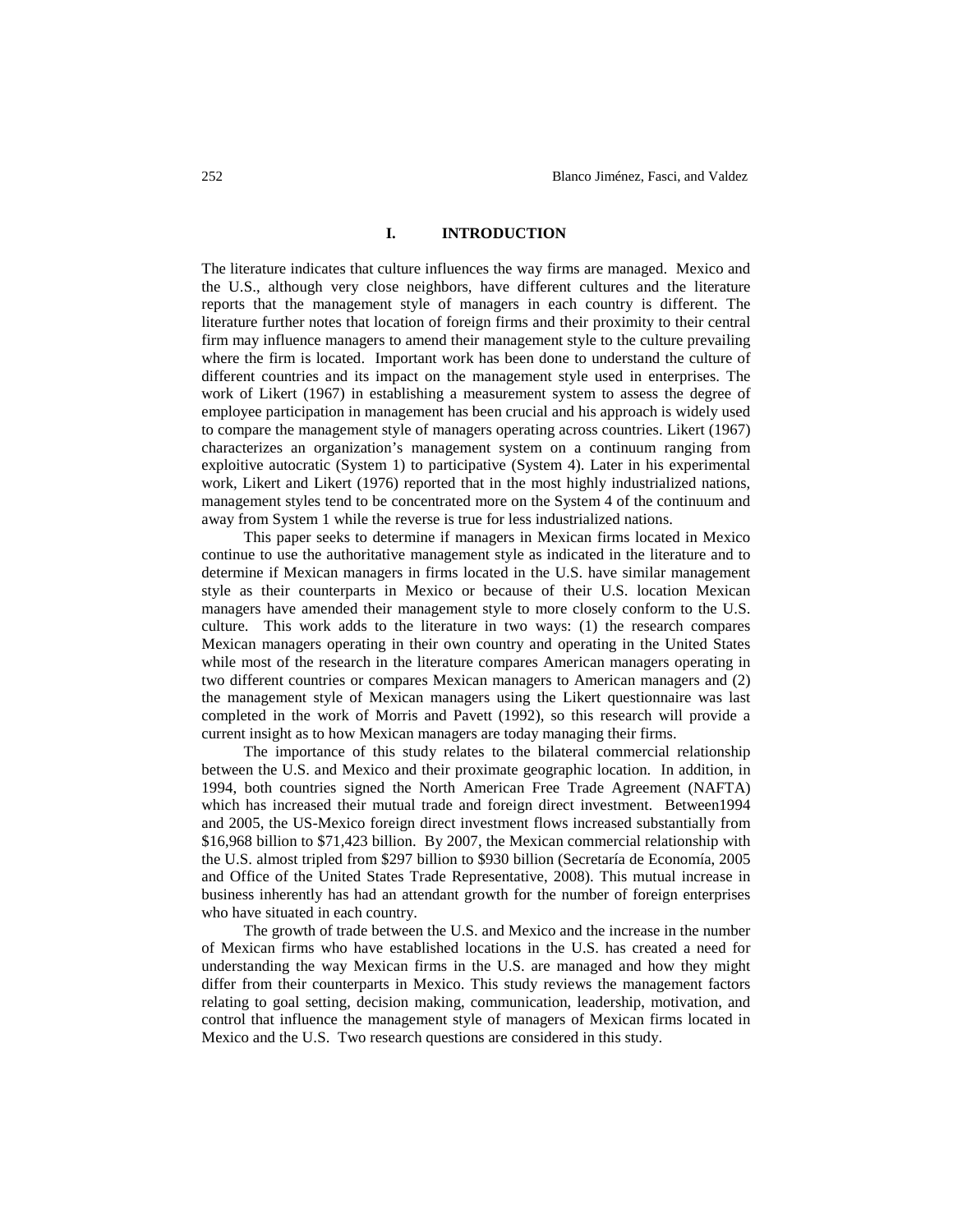## I. INTRODUCTION

The literature indicates that culture influences the way firms are managed. Mexico and the U.S., although very close neighbors, have different cultures and the literature reports that the management style of managers in each country is different. The literature further notes that location of foreign firms and their proximity to their central firm may influence managers to amend their management style to the culture prevailing where the firm is located. Important work has been done to understand the culture of different countries and its impact on the management style used in enterprises. The work of Likert (1967) in establishing a measurement system to assess the degree of employee participation in management has been crucial and his approach is widely used to compare the management style of managers operating across countries. Likert (1967) characterizes an organization's management system on a continuum ranging from exploitive autocratic (System 1) to participative (System 4). Later in his experimental work, Likert and Likert (1976) reported that in the most highly industrialized nations, management styles tend to be concentrated more on the System 4 of the continuum and away from System 1 while the reverse is true for less industrialized nations.

This paper seeks to determine if managers in Mexican firms located in Mexico continue to use the authoritative management style as indicated in the literature and to determine if Mexican managers in firms located in the U.S. have similar management style as their counterparts in Mexico or because of their U.S. location Mexican managers have amended their management style to more closely conform to the U.S. culture. This work adds to the literature in two ways: (1) the research compares Mexican managers operating in their own country and operating in the United States while most of the research in the literature compares American managers operating in two different countries or compares Mexican managers to American managers and (2) the management style of Mexican managers using the Likert questionnaire was last completed in the work of Morris and Pavett (1992), so this research will provide a current insight as to how Mexican managers are today managing their firms.

The importance of this study relates to the bilateral commercial relationship between the U.S. and Mexico and their proximate geographic location. In addition, in 1994, both countries signed the North American Free Trade Agreement (NAFTA) which has increased their mutual trade and foreign direct investment. Between1994 and 2005, the US-Mexico foreign direct investment flows increased substantially from \$16,968 billion to \$71,423 billion. By 2007, the Mexican commercial relationship with the U.S. almost tripled from \$297 billion to \$930 billion (Secretaría de Economía, 2005 and Office of the United States Trade Representative, 2008). This mutual increase in business inherently has had an attendant growth for the number of foreign enterprises who have situated in each country.

The growth of trade between the U.S. and Mexico and the increase in the number of Mexican firms who have established locations in the U.S. has created a need for understanding the way Mexican firms in the U.S. are managed and how they might differ from their counterparts in Mexico. This study reviews the management factors relating to goal setting, decision making, communication, leadership, motivation, and control that influence the management style of managers of Mexican firms located in Mexico and the U.S. Two research questions are considered in this study.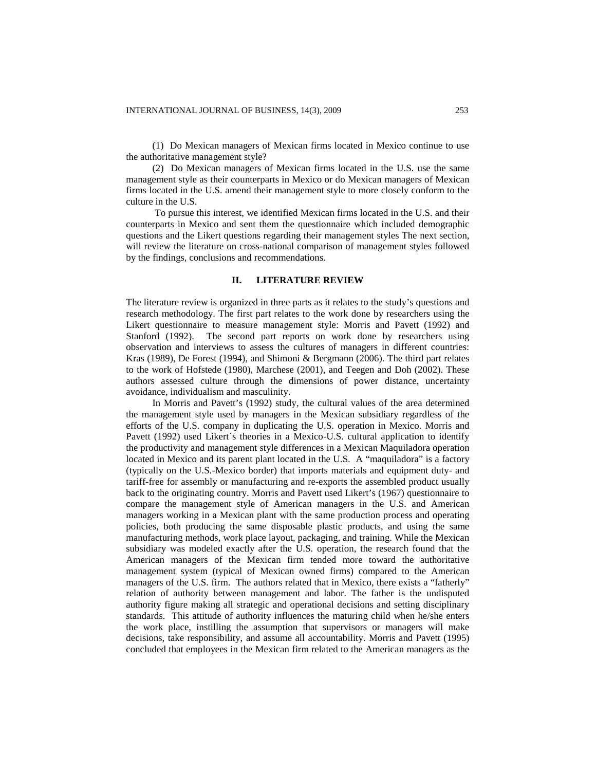(1) Do Mexican managers of Mexican firms located in Mexico continue to use the authoritative management style?

(2) Do Mexican managers of Mexican firms located in the U.S. use the same management style as their counterparts in Mexico or do Mexican managers of Mexican firms located in the U.S. amend their management style to more closely conform to the culture in the U.S.

To pursue this interest, we identified Mexican firms located in the U.S. and their counterparts in Mexico and sent them the questionnaire which included demographic questions and the Likert questions regarding their management styles The next section, will review the literature on cross-national comparison of management styles followed by the findings, conclusions and recommendations.

## II. LITERATURE REVIEW

The literature review is organized in three parts as it relates to the study's questions and research methodology. The first part relates to the work done by researchers using the Likert questionnaire to measure management style: Morris and Pavett (1992) and Stanford (1992). The second part reports on work done by researchers using observation and interviews to assess the cultures of managers in different countries: Kras (1989), De Forest (1994), and Shimoni & Bergmann (2006). The third part relates to the work of Hofstede (1980), Marchese (2001), and Teegen and Doh (2002). These authors assessed culture through the dimensions of power distance, uncertainty avoidance, individualism and masculinity.

In Morris and Pavett's (1992) study, the cultural values of the area determined the management style used by managers in the Mexican subsidiary regardless of the efforts of the U.S. company in duplicating the U.S. operation in Mexico. Morris and Pavett (1992) used Likert´s theories in a Mexico-U.S. cultural application to identify the productivity and management style differences in a Mexican Maquiladora operation located in Mexico and its parent plant located in the U.S. A "maquiladora" is a factory (typically on the U.S.-Mexico border) that imports materials and equipment duty- and tariff-free for assembly or manufacturing and re-exports the assembled product usually back to the originating country. Morris and Pavett used Likert's (1967) questionnaire to compare the management style of American managers in the U.S. and American managers working in a Mexican plant with the same production process and operating policies, both producing the same disposable plastic products, and using the same manufacturing methods, work place layout, packaging, and training. While the Mexican subsidiary was modeled exactly after the U.S. operation, the research found that the American managers of the Mexican firm tended more toward the authoritative management system (typical of Mexican owned firms) compared to the American managers of the U.S. firm. The authors related that in Mexico, there exists a "fatherly" relation of authority between management and labor. The father is the undisputed authority figure making all strategic and operational decisions and setting disciplinary standards. This attitude of authority influences the maturing child when he/she enters the work place, instilling the assumption that supervisors or managers will make decisions, take responsibility, and assume all accountability. Morris and Pavett (1995) concluded that employees in the Mexican firm related to the American managers as the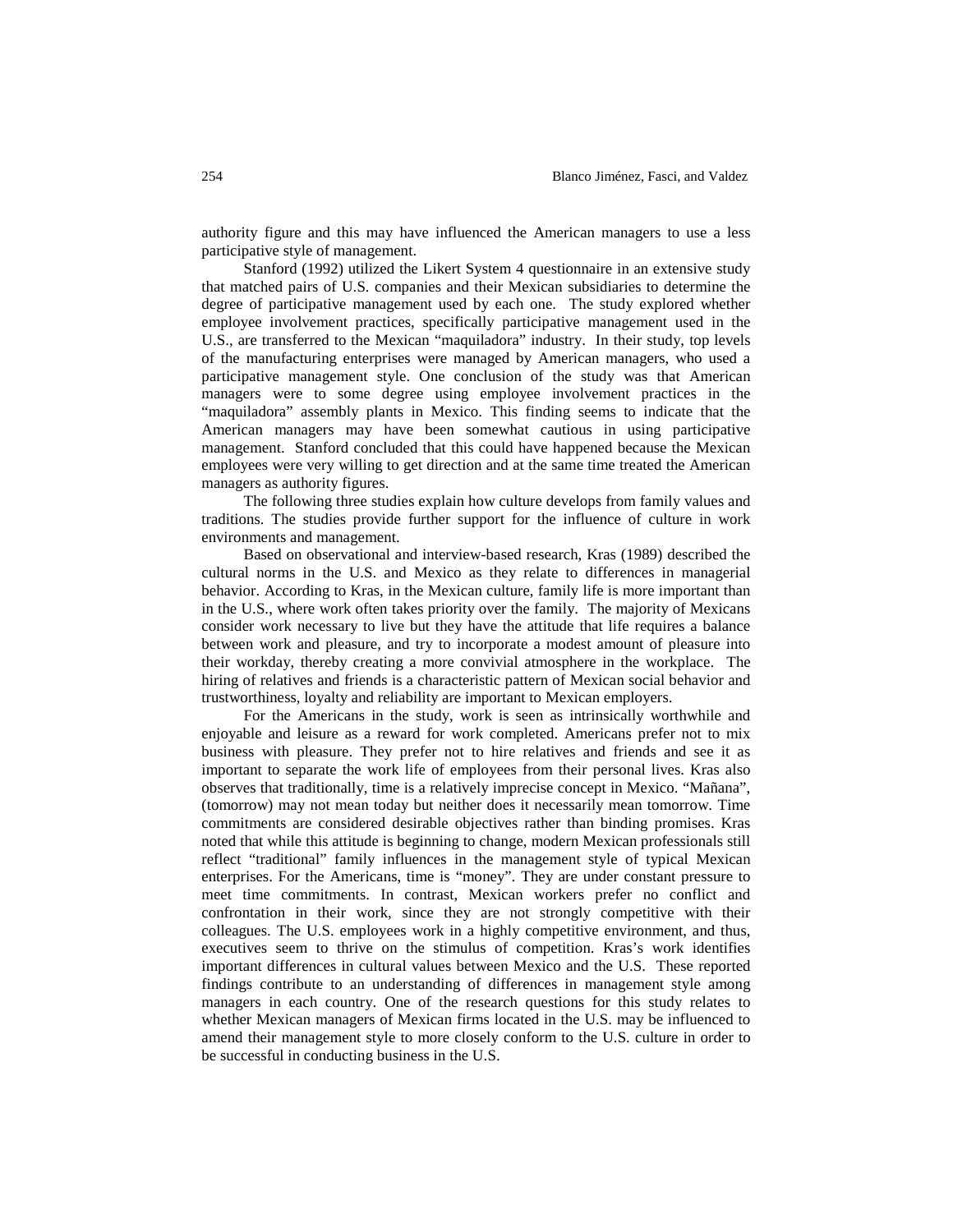authority figure and this may have influenced the American managers to use a less participative style of management.

Stanford (1992) utilized the Likert System 4 questionnaire in an extensive study that matched pairs of U.S. companies and their Mexican subsidiaries to determine the degree of participative management used by each one. The study explored whether employee involvement practices, specifically participative management used in the U.S., are transferred to the Mexican "maquiladora" industry. In their study, top levels of the manufacturing enterprises were managed by American managers, who used a participative management style. One conclusion of the study was that American managers were to some degree using employee involvement practices in the "maquiladora" assembly plants in Mexico. This finding seems to indicate that the American managers may have been somewhat cautious in using participative management. Stanford concluded that this could have happened because the Mexican employees were very willing to get direction and at the same time treated the American managers as authority figures.

The following three studies explain how culture develops from family values and traditions. The studies provide further support for the influence of culture in work environments and management.

Based on observational and interview-based research, Kras (1989) described the cultural norms in the U.S. and Mexico as they relate to differences in managerial behavior. According to Kras, in the Mexican culture, family life is more important than in the U.S., where work often takes priority over the family. The majority of Mexicans consider work necessary to live but they have the attitude that life requires a balance between work and pleasure, and try to incorporate a modest amount of pleasure into their workday, thereby creating a more convivial atmosphere in the workplace. The hiring of relatives and friends is a characteristic pattern of Mexican social behavior and trustworthiness, loyalty and reliability are important to Mexican employers.

For the Americans in the study, work is seen as intrinsically worthwhile and enjoyable and leisure as a reward for work completed. Americans prefer not to mix business with pleasure. They prefer not to hire relatives and friends and see it as important to separate the work life of employees from their personal lives. Kras also observes that traditionally, time is a relatively imprecise concept in Mexico. "Mañana", (tomorrow) may not mean today but neither does it necessarily mean tomorrow. Time commitments are considered desirable objectives rather than binding promises. Kras noted that while this attitude is beginning to change, modern Mexican professionals still reflect "traditional" family influences in the management style of typical Mexican enterprises. For the Americans, time is "money". They are under constant pressure to meet time commitments. In contrast, Mexican workers prefer no conflict and confrontation in their work, since they are not strongly competitive with their colleagues. The U.S. employees work in a highly competitive environment, and thus, executives seem to thrive on the stimulus of competition. Kras's work identifies important differences in cultural values between Mexico and the U.S. These reported findings contribute to an understanding of differences in management style among managers in each country. One of the research questions for this study relates to whether Mexican managers of Mexican firms located in the U.S. may be influenced to amend their management style to more closely conform to the U.S. culture in order to be successful in conducting business in the U.S.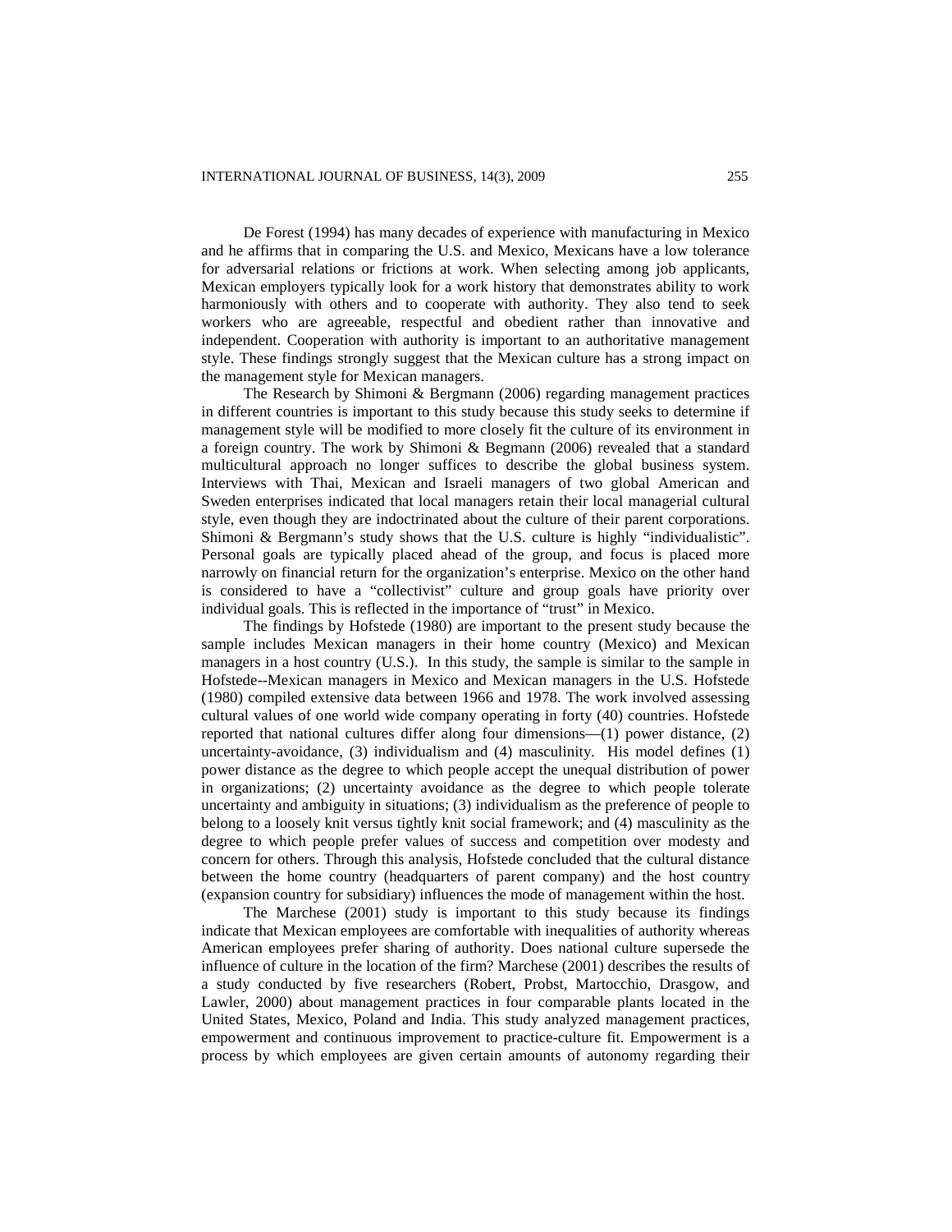De Forest (1994) has many decades of experience with manufacturing in Mexico and he affirms that in comparing the U.S. and Mexico, Mexicans have a low tolerance for adversarial relations or frictions at work. When selecting among job applicants, Mexican employers typically look for a work history that demonstrates ability to work harmoniously with others and to cooperate with authority. They also tend to seek workers who are agreeable, respectful and obedient rather than innovative and independent. Cooperation with authority is important to an authoritative management style. These findings strongly suggest that the Mexican culture has a strong impact on the management style for Mexican managers.

The Research by Shimoni & Bergmann (2006) regarding management practices in different countries is important to this study because this study seeks to determine if management style will be modified to more closely fit the culture of its environment in a foreign country. The work by Shimoni & Begmann (2006) revealed that a standard multicultural approach no longer suffices to describe the global business system. Interviews with Thai, Mexican and Israeli managers of two global American and Sweden enterprises indicated that local managers retain their local managerial cultural style, even though they are indoctrinated about the culture of their parent corporations. Shimoni & Bergmann's study shows that the U.S. culture is highly "individualistic". Personal goals are typically placed ahead of the group, and focus is placed more narrowly on financial return for the organization's enterprise. Mexico on the other hand is considered to have a "collectivist" culture and group goals have priority over individual goals. This is reflected in the importance of "trust" in Mexico.

The findings by Hofstede (1980) are important to the present study because the sample includes Mexican managers in their home country (Mexico) and Mexican managers in a host country (U.S.). In this study, the sample is similar to the sample in Hofstede--Mexican managers in Mexico and Mexican managers in the U.S. Hofstede (1980) compiled extensive data between 1966 and 1978. The work involved assessing cultural values of one world wide company operating in forty (40) countries. Hofstede reported that national cultures differ along four dimensions—(1) power distance, (2) uncertainty-avoidance, (3) individualism and (4) masculinity. His model defines (1) power distance as the degree to which people accept the unequal distribution of power in organizations; (2) uncertainty avoidance as the degree to which people tolerate uncertainty and ambiguity in situations; (3) individualism as the preference of people to belong to a loosely knit versus tightly knit social framework; and (4) masculinity as the degree to which people prefer values of success and competition over modesty and concern for others. Through this analysis, Hofstede concluded that the cultural distance between the home country (headquarters of parent company) and the host country (expansion country for subsidiary) influences the mode of management within the host.

The Marchese (2001) study is important to this study because its findings indicate that Mexican employees are comfortable with inequalities of authority whereas American employees prefer sharing of authority. Does national culture supersede the influence of culture in the location of the firm? Marchese (2001) describes the results of a study conducted by five researchers (Robert, Probst, Martocchio, Drasgow, and Lawler, 2000) about management practices in four comparable plants located in the United States, Mexico, Poland and India. This study analyzed management practices, empowerment and continuous improvement to practice-culture fit. Empowerment is a process by which employees are given certain amounts of autonomy regarding their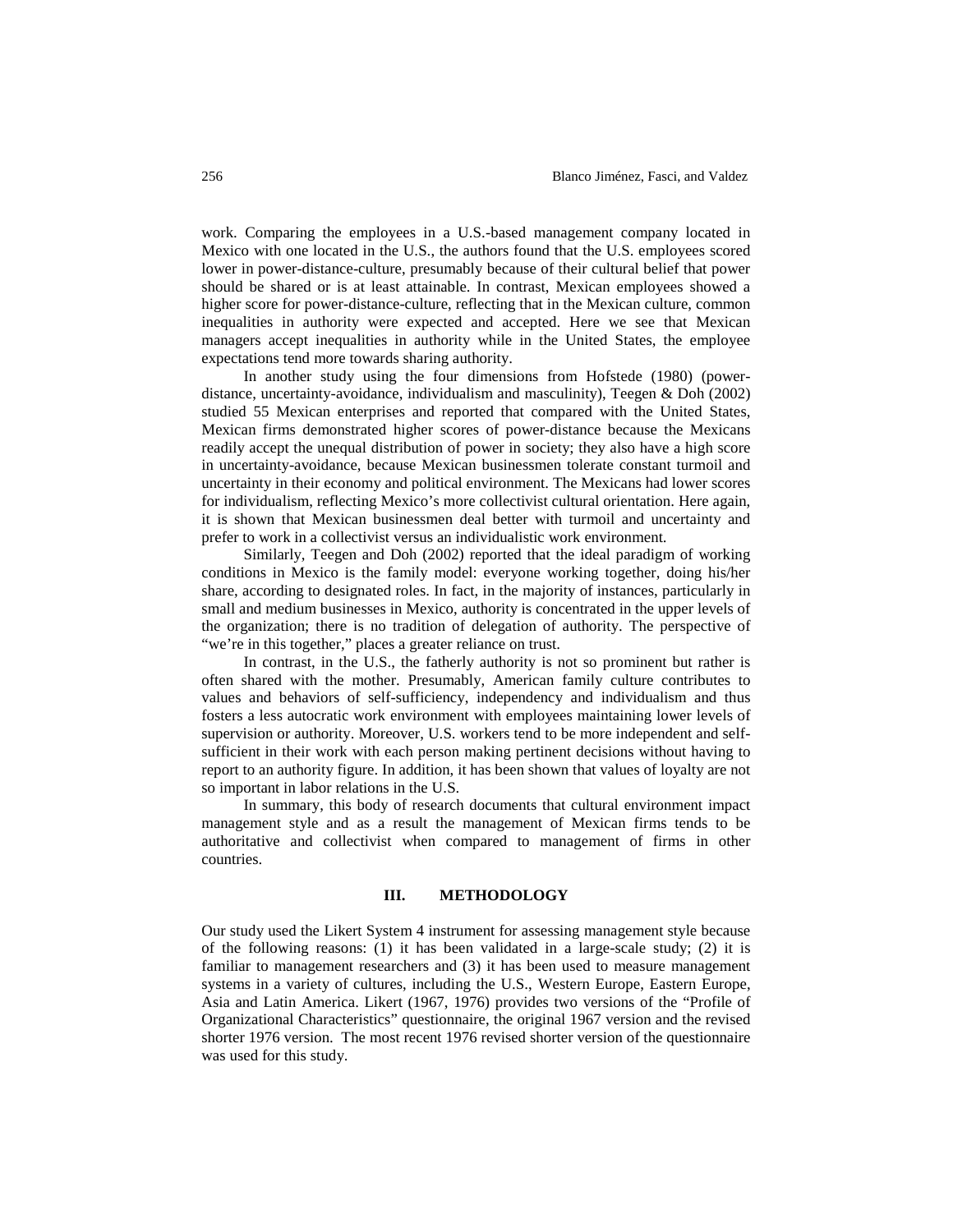work. Comparing the employees in a U.S.-based management company located in Mexico with one located in the U.S., the authors found that the U.S. employees scored lower in power-distance-culture, presumably because of their cultural belief that power should be shared or is at least attainable. In contrast, Mexican employees showed a higher score for power-distance-culture, reflecting that in the Mexican culture, common inequalities in authority were expected and accepted. Here we see that Mexican managers accept inequalities in authority while in the United States, the employee expectations tend more towards sharing authority.

In another study using the four dimensions from Hofstede (1980) (power-distance, uncertainty-avoidance, individualism and masculinity), Teegen & Doh (2002) studied 55 Mexican enterprises and reported that compared with the United States, Mexican firms demonstrated higher scores of power-distance because the Mexicans readily accept the unequal distribution of power in society; they also have a high score in uncertainty-avoidance, because Mexican businessmen tolerate constant turmoil and uncertainty in their economy and political environment. The Mexicans had lower scores for individualism, reflecting Mexico's more collectivist cultural orientation. Here again, it is shown that Mexican businessmen deal better with turmoil and uncertainty and prefer to work in a collectivist versus an individualistic work environment.

Similarly, Teegen and Doh (2002) reported that the ideal paradigm of working conditions in Mexico is the family model: everyone working together, doing his/her share, according to designated roles. In fact, in the majority of instances, particularly in small and medium businesses in Mexico, authority is concentrated in the upper levels of the organization; there is no tradition of delegation of authority. The perspective of "we're in this together," places a greater reliance on trust.

In contrast, in the U.S., the fatherly authority is not so prominent but rather is often shared with the mother. Presumably, American family culture contributes to values and behaviors of self-sufficiency, independency and individualism and thus fosters a less autocratic work environment with employees maintaining lower levels of supervision or authority. Moreover, U.S. workers tend to be more independent and self-sufficient in their work with each person making pertinent decisions without having to report to an authority figure. In addition, it has been shown that values of loyalty are not so important in labor relations in the U.S.

In summary, this body of research documents that cultural environment impact management style and as a result the management of Mexican firms tends to be authoritative and collectivist when compared to management of firms in other countries.

## III. METHODOLOGY

Our study used the Likert System 4 instrument for assessing management style because of the following reasons: (1) it has been validated in a large-scale study; (2) it is familiar to management researchers and (3) it has been used to measure management systems in a variety of cultures, including the U.S., Western Europe, Eastern Europe, Asia and Latin America. Likert (1967, 1976) provides two versions of the "Profile of Organizational Characteristics" questionnaire, the original 1967 version and the revised shorter 1976 version. The most recent 1976 revised shorter version of the questionnaire was used for this study.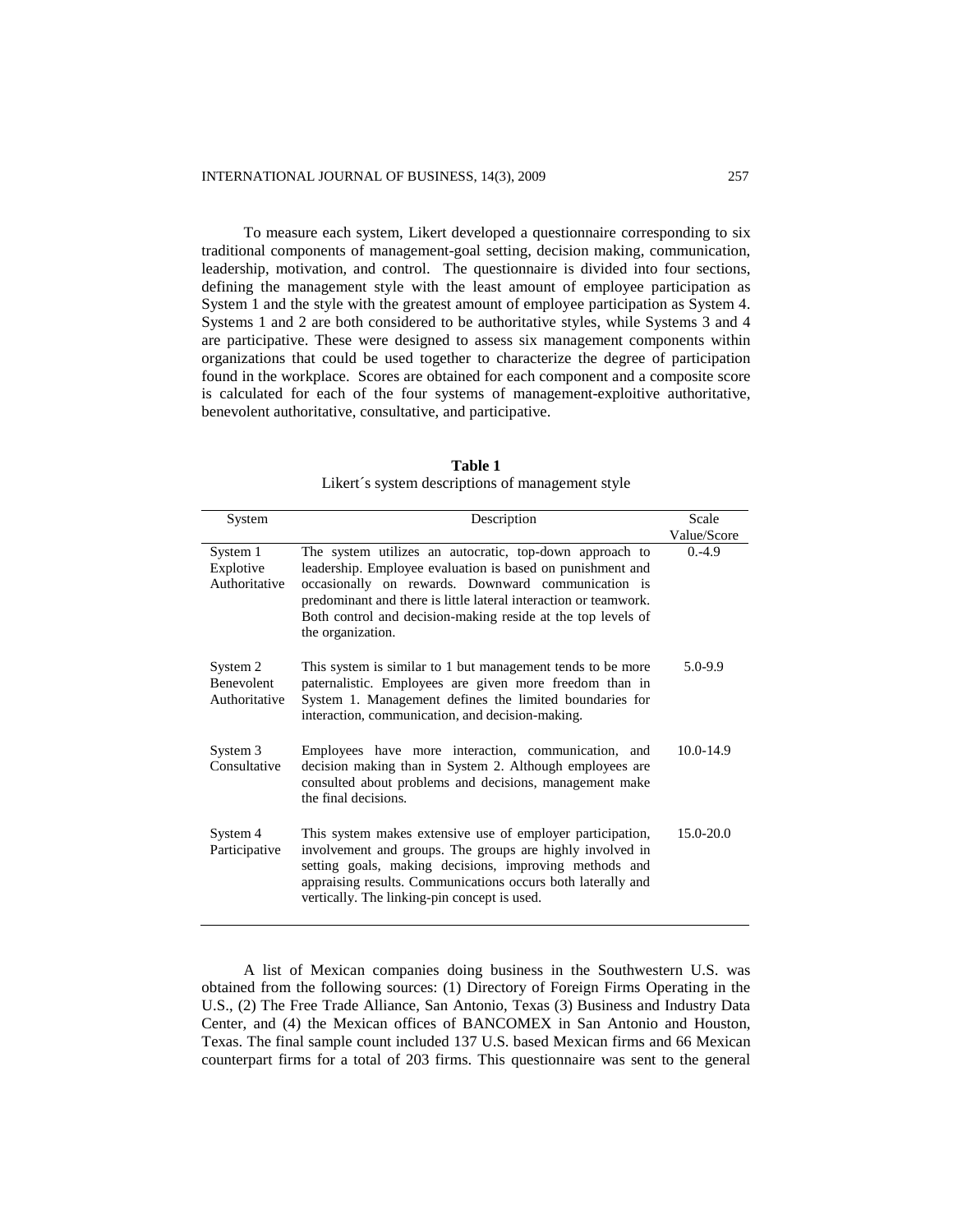To measure each system, Likert developed a questionnaire corresponding to six traditional components of management-goal setting, decision making, communication, leadership, motivation, and control. The questionnaire is divided into four sections, defining the management style with the least amount of employee participation as System 1 and the style with the greatest amount of employee participation as System 4. Systems 1 and 2 are both considered to be authoritative styles, while Systems 3 and 4 are participative. These were designed to assess six management components within organizations that could be used together to characterize the degree of participation found in the workplace. Scores are obtained for each component and a composite score is calculated for each of the four systems of management-exploitive authoritative, benevolent authoritative, consultative, and participative.

**Table 1**
Likert´s system descriptions of management style

| System | Description | Scale Value/Score |
|---|---|---|
| System 1 Explotive Authoritative | The system utilizes an autocratic, top-down approach to leadership. Employee evaluation is based on punishment and occasionally on rewards. Downward communication is predominant and there is little lateral interaction or teamwork. Both control and decision-making reside at the top levels of the organization. | 0.-4.9 |
| System 2 Benevolent Authoritative | This system is similar to 1 but management tends to be more paternalistic. Employees are given more freedom than in System 1. Management defines the limited boundaries for interaction, communication, and decision-making. | 5.0-9.9 |
| System 3 Consultative | Employees have more interaction, communication, and decision making than in System 2. Although employees are consulted about problems and decisions, management make the final decisions. | 10.0-14.9 |
| System 4 Participative | This system makes extensive use of employer participation, involvement and groups. The groups are highly involved in setting goals, making decisions, improving methods and appraising results. Communications occurs both laterally and vertically. The linking-pin concept is used. | 15.0-20.0 |

A list of Mexican companies doing business in the Southwestern U.S. was obtained from the following sources: (1) Directory of Foreign Firms Operating in the U.S., (2) The Free Trade Alliance, San Antonio, Texas (3) Business and Industry Data Center, and (4) the Mexican offices of BANCOMEX in San Antonio and Houston, Texas. The final sample count included 137 U.S. based Mexican firms and 66 Mexican counterpart firms for a total of 203 firms. This questionnaire was sent to the general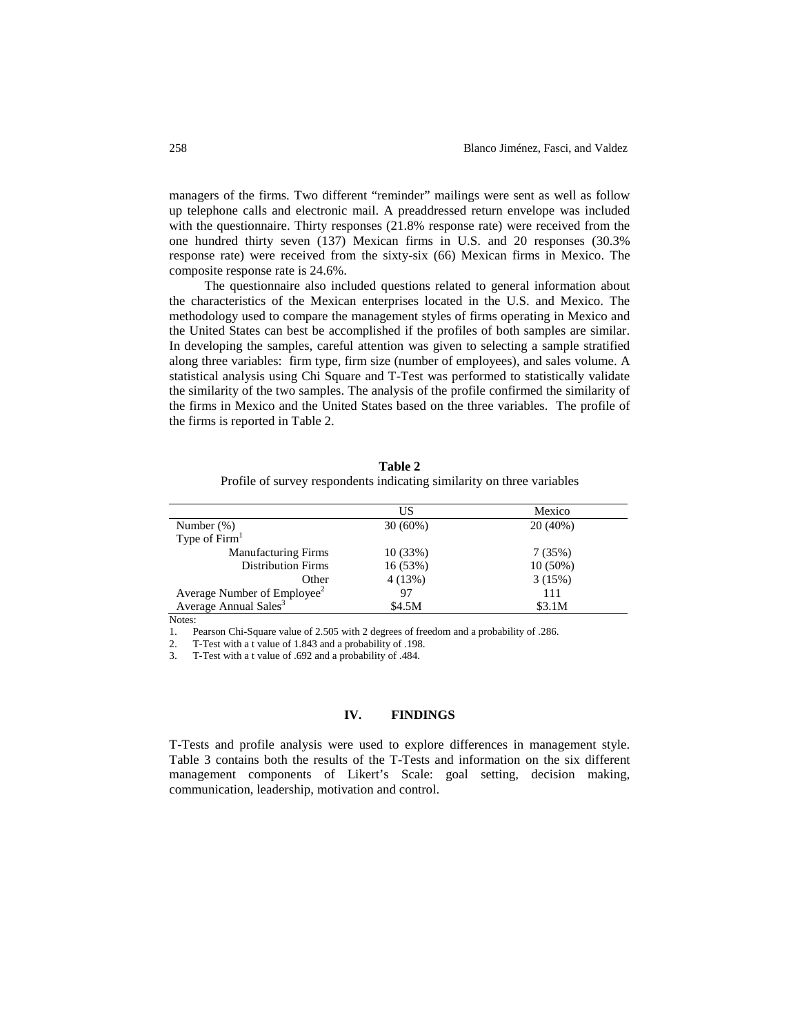managers of the firms. Two different "reminder" mailings were sent as well as follow up telephone calls and electronic mail. A preaddressed return envelope was included with the questionnaire. Thirty responses (21.8% response rate) were received from the one hundred thirty seven (137) Mexican firms in U.S. and 20 responses (30.3% response rate) were received from the sixty-six (66) Mexican firms in Mexico. The composite response rate is 24.6%.

The questionnaire also included questions related to general information about the characteristics of the Mexican enterprises located in the U.S. and Mexico. The methodology used to compare the management styles of firms operating in Mexico and the United States can best be accomplished if the profiles of both samples are similar. In developing the samples, careful attention was given to selecting a sample stratified along three variables: firm type, firm size (number of employees), and sales volume. A statistical analysis using Chi Square and T-Test was performed to statistically validate the similarity of the two samples. The analysis of the profile confirmed the similarity of the firms in Mexico and the United States based on the three variables. The profile of the firms is reported in Table 2.

**Table 2**

Profile of survey respondents indicating similarity on three variables

| | US | Mexico |
|---|---|---|
| Number (%) | 30 (60%) | 20 (40%) |
| Type of Firm[1] | | |
| Manufacturing Firms | 10 (33%) | 7 (35%) |
| Distribution Firms | 16 (53%) | 10 (50%) |
| Other | 4 (13%) | 3 (15%) |
| Average Number of Employee[2] | 97 | 111 |
| Average Annual Sales[3] | \$4.5M | \$3.1M |

Notes:

1. Pearson Chi-Square value of 2.505 with 2 degrees of freedom and a probability of .286.
2. T-Test with a t value of 1.843 and a probability of .198.
3. T-Test with a t value of .692 and a probability of .484.

## IV. FINDINGS

T-Tests and profile analysis were used to explore differences in management style. Table 3 contains both the results of the T-Tests and information on the six different management components of Likert's Scale: goal setting, decision making, communication, leadership, motivation and control.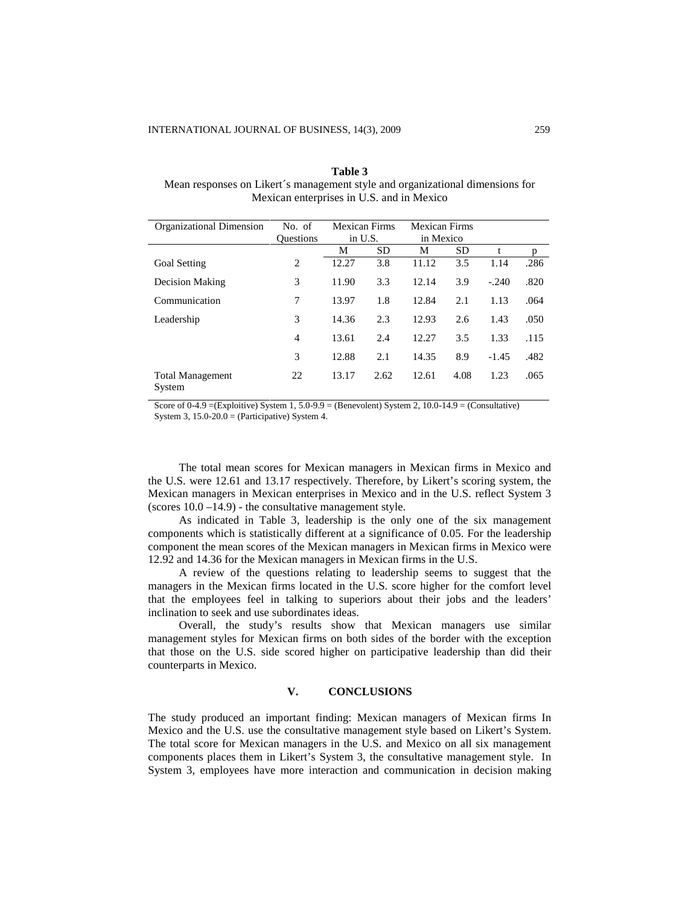**Table 3**

Mean responses on Likert´s management style and organizational dimensions for Mexican enterprises in U.S. and in Mexico

| Organizational Dimension | No. of Questions | Mexican Firms in U.S. | | Mexican Firms in Mexico | | | |
|---|---|---|---|---|---|---|---|
| | | M | SD | M | SD | t | p |
| Goal Setting | 2 | 12.27 | 3.8 | 11.12 | 3.5 | 1.14 | .286 |
| Decision Making | 3 | 11.90 | 3.3 | 12.14 | 3.9 | -.240 | .820 |
| Communication | 7 | 13.97 | 1.8 | 12.84 | 2.1 | 1.13 | .064 |
| Leadership | 3 | 14.36 | 2.3 | 12.93 | 2.6 | 1.43 | .050 |
| | 4 | 13.61 | 2.4 | 12.27 | 3.5 | 1.33 | .115 |
| | 3 | 12.88 | 2.1 | 14.35 | 8.9 | -1.45 | .482 |
| Total Management System | 22 | 13.17 | 2.62 | 12.61 | 4.08 | 1.23 | .065 |

Score of 0-4.9 =(Exploitive) System 1, 5.0-9.9 = (Benevolent) System 2, 10.0-14.9 = (Consultative) System 3, 15.0-20.0 = (Participative) System 4.

The total mean scores for Mexican managers in Mexican firms in Mexico and the U.S. were 12.61 and 13.17 respectively. Therefore, by Likert's scoring system, the Mexican managers in Mexican enterprises in Mexico and in the U.S. reflect System 3 (scores 10.0 –14.9) - the consultative management style.

As indicated in Table 3, leadership is the only one of the six management components which is statistically different at a significance of 0.05. For the leadership component the mean scores of the Mexican managers in Mexican firms in Mexico were 12.92 and 14.36 for the Mexican managers in Mexican firms in the U.S.

A review of the questions relating to leadership seems to suggest that the managers in the Mexican firms located in the U.S. score higher for the comfort level that the employees feel in talking to superiors about their jobs and the leaders' inclination to seek and use subordinates ideas.

Overall, the study's results show that Mexican managers use similar management styles for Mexican firms on both sides of the border with the exception that those on the U.S. side scored higher on participative leadership than did their counterparts in Mexico.

## V. CONCLUSIONS

The study produced an important finding: Mexican managers of Mexican firms In Mexico and the U.S. use the consultative management style based on Likert's System. The total score for Mexican managers in the U.S. and Mexico on all six management components places them in Likert's System 3, the consultative management style. In System 3, employees have more interaction and communication in decision making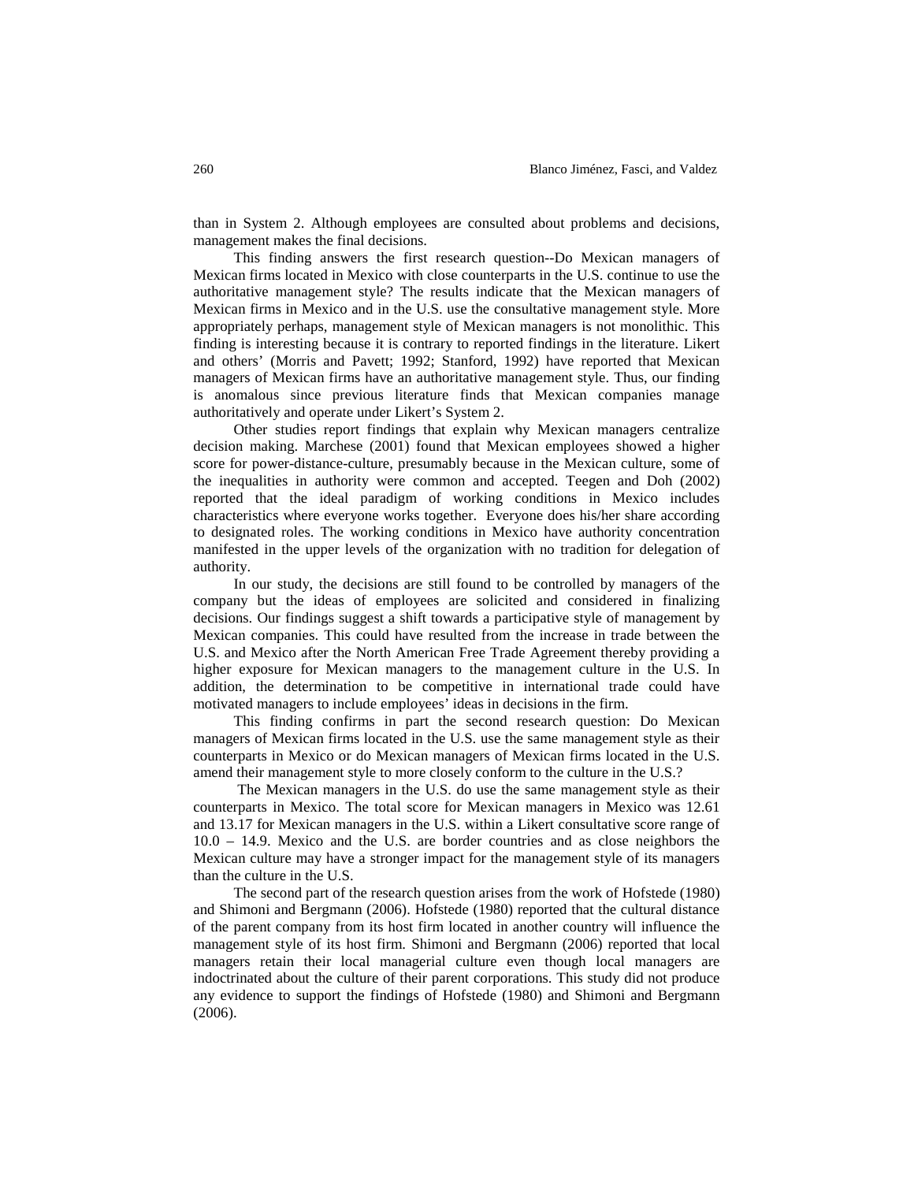than in System 2. Although employees are consulted about problems and decisions, management makes the final decisions.

This finding answers the first research question--Do Mexican managers of Mexican firms located in Mexico with close counterparts in the U.S. continue to use the authoritative management style? The results indicate that the Mexican managers of Mexican firms in Mexico and in the U.S. use the consultative management style. More appropriately perhaps, management style of Mexican managers is not monolithic. This finding is interesting because it is contrary to reported findings in the literature. Likert and others' (Morris and Pavett; 1992; Stanford, 1992) have reported that Mexican managers of Mexican firms have an authoritative management style. Thus, our finding is anomalous since previous literature finds that Mexican companies manage authoritatively and operate under Likert's System 2.

Other studies report findings that explain why Mexican managers centralize decision making. Marchese (2001) found that Mexican employees showed a higher score for power-distance-culture, presumably because in the Mexican culture, some of the inequalities in authority were common and accepted. Teegen and Doh (2002) reported that the ideal paradigm of working conditions in Mexico includes characteristics where everyone works together. Everyone does his/her share according to designated roles. The working conditions in Mexico have authority concentration manifested in the upper levels of the organization with no tradition for delegation of authority.

In our study, the decisions are still found to be controlled by managers of the company but the ideas of employees are solicited and considered in finalizing decisions. Our findings suggest a shift towards a participative style of management by Mexican companies. This could have resulted from the increase in trade between the U.S. and Mexico after the North American Free Trade Agreement thereby providing a higher exposure for Mexican managers to the management culture in the U.S. In addition, the determination to be competitive in international trade could have motivated managers to include employees' ideas in decisions in the firm.

This finding confirms in part the second research question: Do Mexican managers of Mexican firms located in the U.S. use the same management style as their counterparts in Mexico or do Mexican managers of Mexican firms located in the U.S. amend their management style to more closely conform to the culture in the U.S.?

The Mexican managers in the U.S. do use the same management style as their counterparts in Mexico. The total score for Mexican managers in Mexico was 12.61 and 13.17 for Mexican managers in the U.S. within a Likert consultative score range of 10.0 – 14.9. Mexico and the U.S. are border countries and as close neighbors the Mexican culture may have a stronger impact for the management style of its managers than the culture in the U.S.

The second part of the research question arises from the work of Hofstede (1980) and Shimoni and Bergmann (2006). Hofstede (1980) reported that the cultural distance of the parent company from its host firm located in another country will influence the management style of its host firm. Shimoni and Bergmann (2006) reported that local managers retain their local managerial culture even though local managers are indoctrinated about the culture of their parent corporations. This study did not produce any evidence to support the findings of Hofstede (1980) and Shimoni and Bergmann (2006).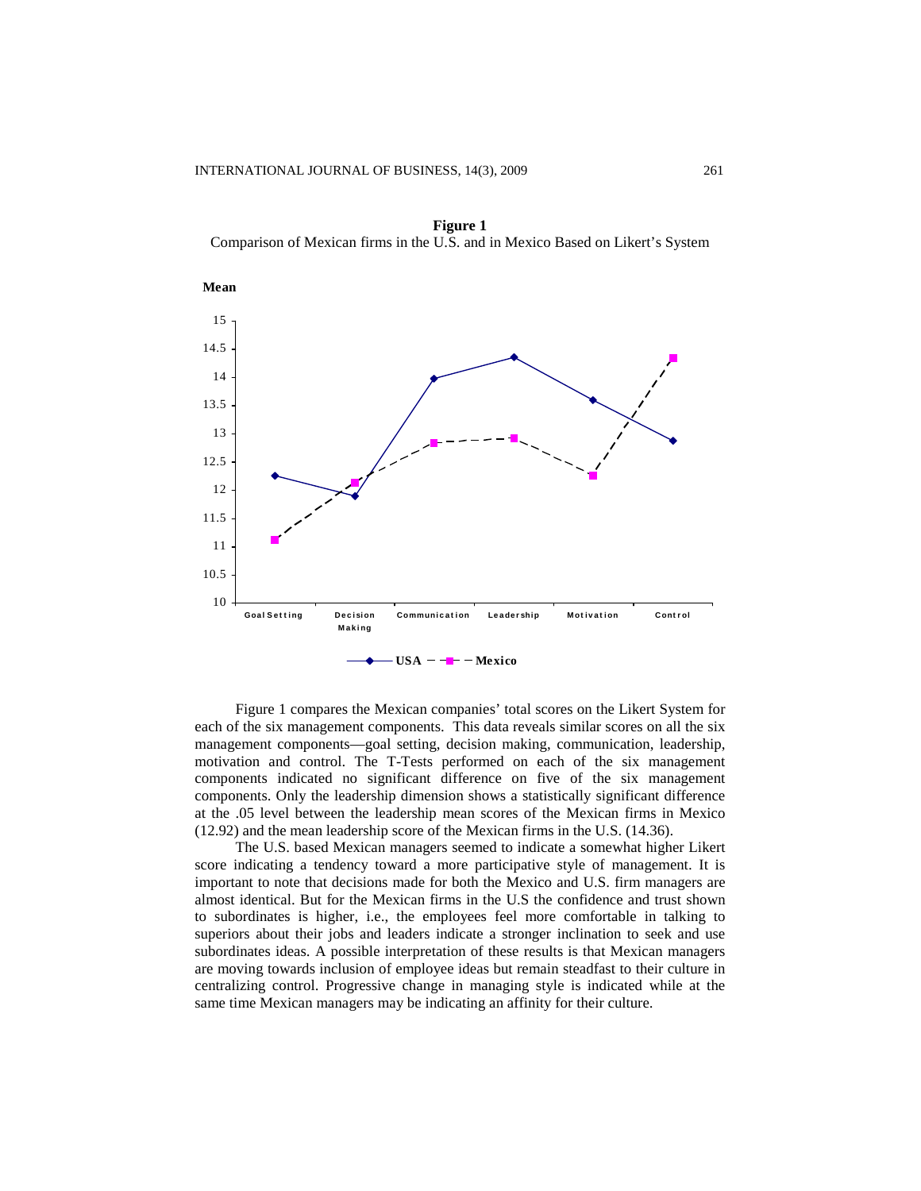**Figure 1**

Comparison of Mexican firms in the U.S. and in Mexico Based on Likert's System

Figure 1 compares the Mexican companies' total scores on the Likert System for each of the six management components. This data reveals similar scores on all the six management components—goal setting, decision making, communication, leadership, motivation and control. The T-Tests performed on each of the six management components indicated no significant difference on five of the six management components. Only the leadership dimension shows a statistically significant difference at the .05 level between the leadership mean scores of the Mexican firms in Mexico (12.92) and the mean leadership score of the Mexican firms in the U.S. (14.36).

The U.S. based Mexican managers seemed to indicate a somewhat higher Likert score indicating a tendency toward a more participative style of management. It is important to note that decisions made for both the Mexico and U.S. firm managers are almost identical. But for the Mexican firms in the U.S the confidence and trust shown to subordinates is higher, i.e., the employees feel more comfortable in talking to superiors about their jobs and leaders indicate a stronger inclination to seek and use subordinates ideas. A possible interpretation of these results is that Mexican managers are moving towards inclusion of employee ideas but remain steadfast to their culture in centralizing control. Progressive change in managing style is indicated while at the same time Mexican managers may be indicating an affinity for their culture.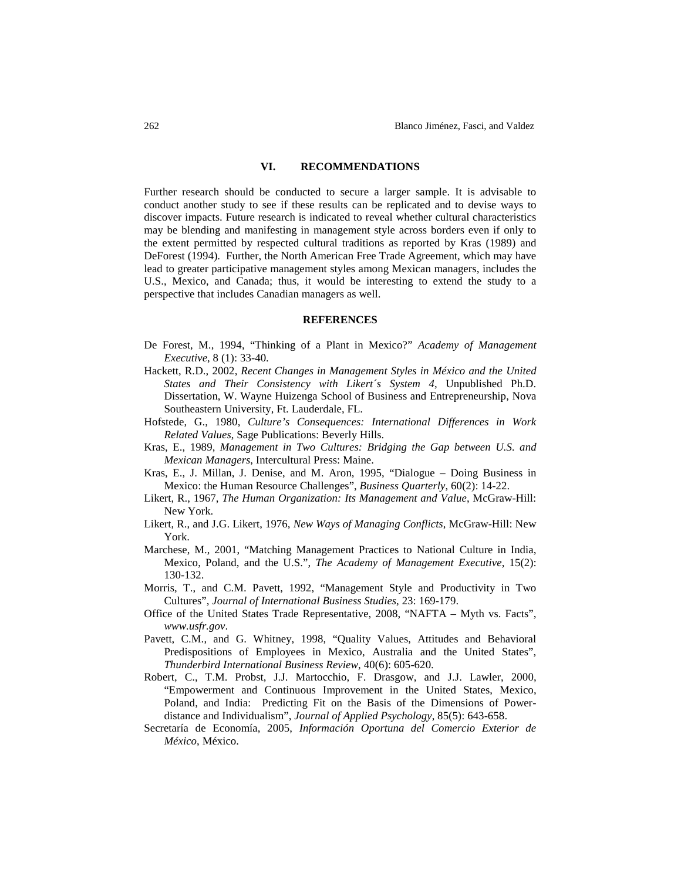## VI. RECOMMENDATIONS

Further research should be conducted to secure a larger sample. It is advisable to conduct another study to see if these results can be replicated and to devise ways to discover impacts. Future research is indicated to reveal whether cultural characteristics may be blending and manifesting in management style across borders even if only to the extent permitted by respected cultural traditions as reported by Kras (1989) and DeForest (1994). Further, the North American Free Trade Agreement, which may have lead to greater participative management styles among Mexican managers, includes the U.S., Mexico, and Canada; thus, it would be interesting to extend the study to a perspective that includes Canadian managers as well.

## REFERENCES

De Forest, M., 1994, "Thinking of a Plant in Mexico?" *Academy of Management Executive*, 8 (1): 33-40.

Hackett, R.D., 2002, *Recent Changes in Management Styles in México and the United States and Their Consistency with Likert´s System 4*, Unpublished Ph.D. Dissertation, W. Wayne Huizenga School of Business and Entrepreneurship, Nova Southeastern University, Ft. Lauderdale, FL.

Hofstede, G., 1980, *Culture's Consequences: International Differences in Work Related Values*, Sage Publications: Beverly Hills.

Kras, E., 1989, *Management in Two Cultures: Bridging the Gap between U.S. and Mexican Managers*, Intercultural Press: Maine.

Kras, E., J. Millan, J. Denise, and M. Aron, 1995, "Dialogue – Doing Business in Mexico: the Human Resource Challenges", *Business Quarterly*, 60(2): 14-22.

Likert, R., 1967, *The Human Organization: Its Management and Value*, McGraw-Hill: New York.

Likert, R., and J.G. Likert, 1976, *New Ways of Managing Conflicts*, McGraw-Hill: New York.

Marchese, M., 2001, "Matching Management Practices to National Culture in India, Mexico, Poland, and the U.S.", *The Academy of Management Executive*, 15(2): 130-132.

Morris, T., and C.M. Pavett, 1992, "Management Style and Productivity in Two Cultures", *Journal of International Business Studies*, 23: 169-179.

Office of the United States Trade Representative, 2008, "NAFTA – Myth vs. Facts", *www.usfr.gov*.

Pavett, C.M., and G. Whitney, 1998, "Quality Values, Attitudes and Behavioral Predispositions of Employees in Mexico, Australia and the United States", *Thunderbird International Business Review*, 40(6): 605-620.

Robert, C., T.M. Probst, J.J. Martocchio, F. Drasgow, and J.J. Lawler, 2000, "Empowerment and Continuous Improvement in the United States, Mexico, Poland, and India: Predicting Fit on the Basis of the Dimensions of Power-distance and Individualism", *Journal of Applied Psychology*, 85(5): 643-658.

Secretaría de Economía, 2005, *Información Oportuna del Comercio Exterior de México*, México.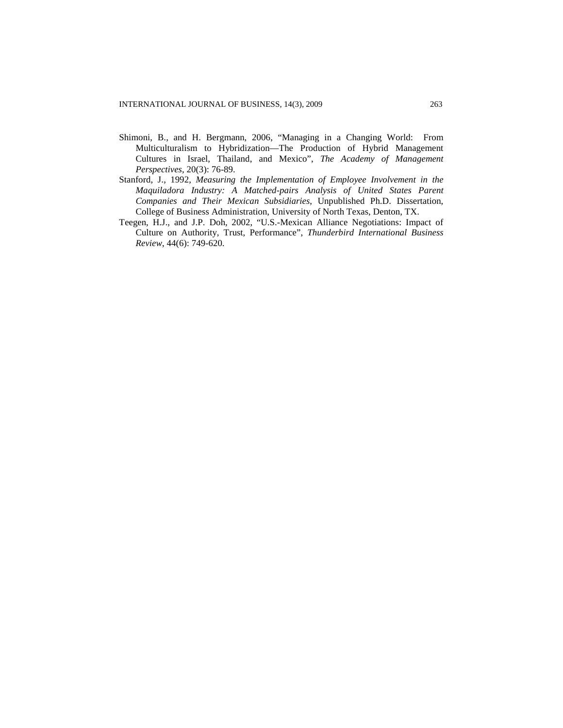Shimoni, B., and H. Bergmann, 2006, “Managing in a Changing World: From Multiculturalism to Hybridization—The Production of Hybrid Management Cultures in Israel, Thailand, and Mexico”, *The Academy of Management Perspectives*, 20(3): 76-89.

Stanford, J., 1992, *Measuring the Implementation of Employee Involvement in the Maquiladora Industry: A Matched-pairs Analysis of United States Parent Companies and Their Mexican Subsidiaries*, Unpublished Ph.D. Dissertation, College of Business Administration, University of North Texas, Denton, TX.

Teegen, H.J., and J.P. Doh, 2002, “U.S.-Mexican Alliance Negotiations: Impact of Culture on Authority, Trust, Performance”, *Thunderbird International Business Review*, 44(6): 749-620.